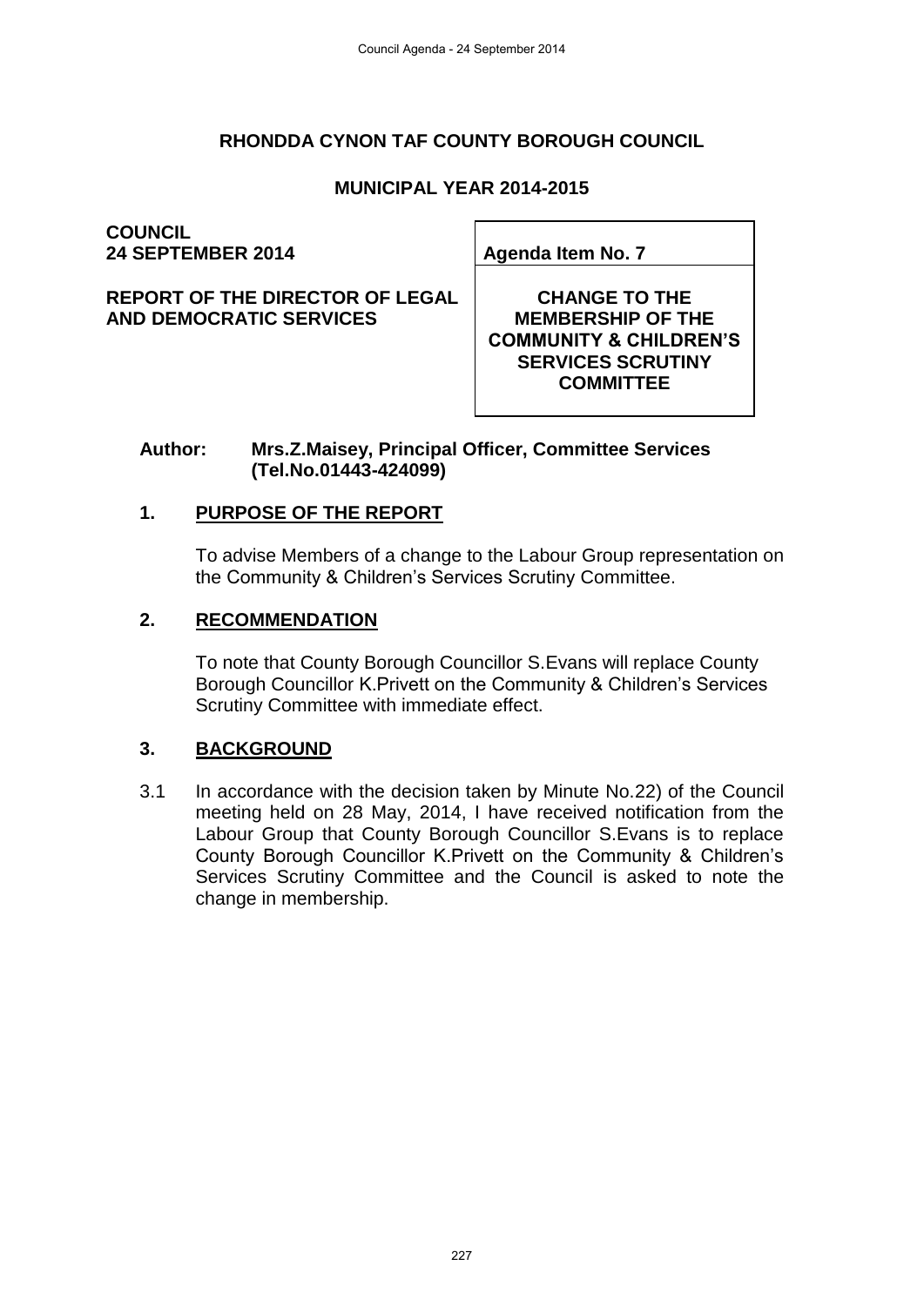# RHONDDA CYNON TAF COUNTY BOROUGH COUNCIL

## MUNICIPAL YEAR 2014-2015

**COUNCIL**
**24 SEPTEMBER 2014**

**REPORT OF THE DIRECTOR OF LEGAL AND DEMOCRATIC SERVICES**

| **Agenda Item No. 7** |
|---|
| **CHANGE TO THE MEMBERSHIP OF THE COMMUNITY & CHILDREN'S SERVICES SCRUTINY COMMITTEE** |

**Author: Mrs.Z.Maisey, Principal Officer, Committee Services (Tel.No.01443-424099)**

## 1. PURPOSE OF THE REPORT

To advise Members of a change to the Labour Group representation on the Community & Children's Services Scrutiny Committee.

## 2. RECOMMENDATION

To note that County Borough Councillor S.Evans will replace County Borough Councillor K.Privett on the Community & Children's Services Scrutiny Committee with immediate effect.

## 3. BACKGROUND

3.1 In accordance with the decision taken by Minute No.22) of the Council meeting held on 28 May, 2014, I have received notification from the Labour Group that County Borough Councillor S.Evans is to replace County Borough Councillor K.Privett on the Community & Children's Services Scrutiny Committee and the Council is asked to note the change in membership.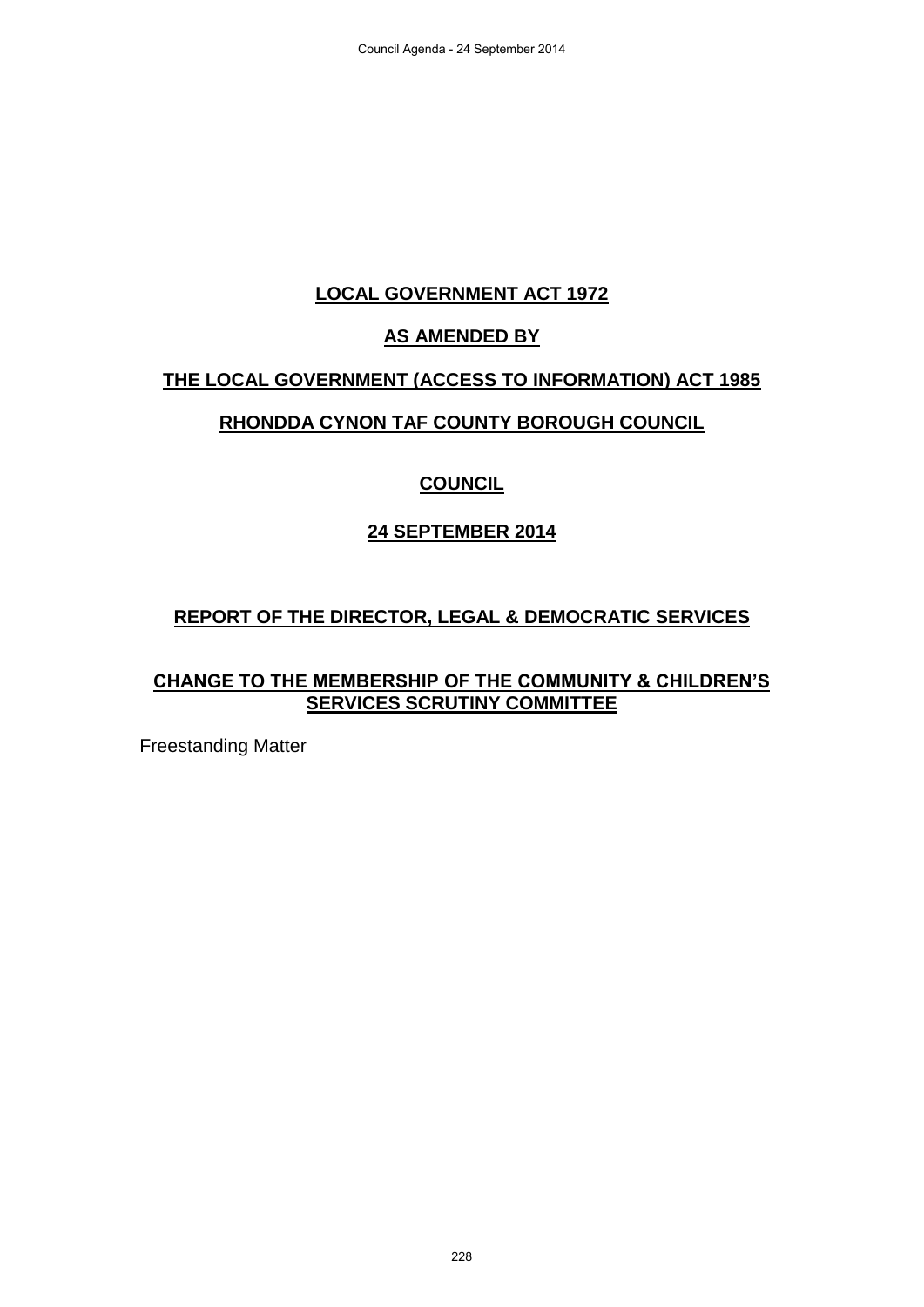**LOCAL GOVERNMENT ACT 1972**

**AS AMENDED BY**

**THE LOCAL GOVERNMENT (ACCESS TO INFORMATION) ACT 1985**

**RHONDDA CYNON TAF COUNTY BOROUGH COUNCIL**

**COUNCIL**

**24 SEPTEMBER 2014**

**REPORT OF THE DIRECTOR, LEGAL & DEMOCRATIC SERVICES**

**CHANGE TO THE MEMBERSHIP OF THE COMMUNITY & CHILDREN'S SERVICES SCRUTINY COMMITTEE**

Freestanding Matter